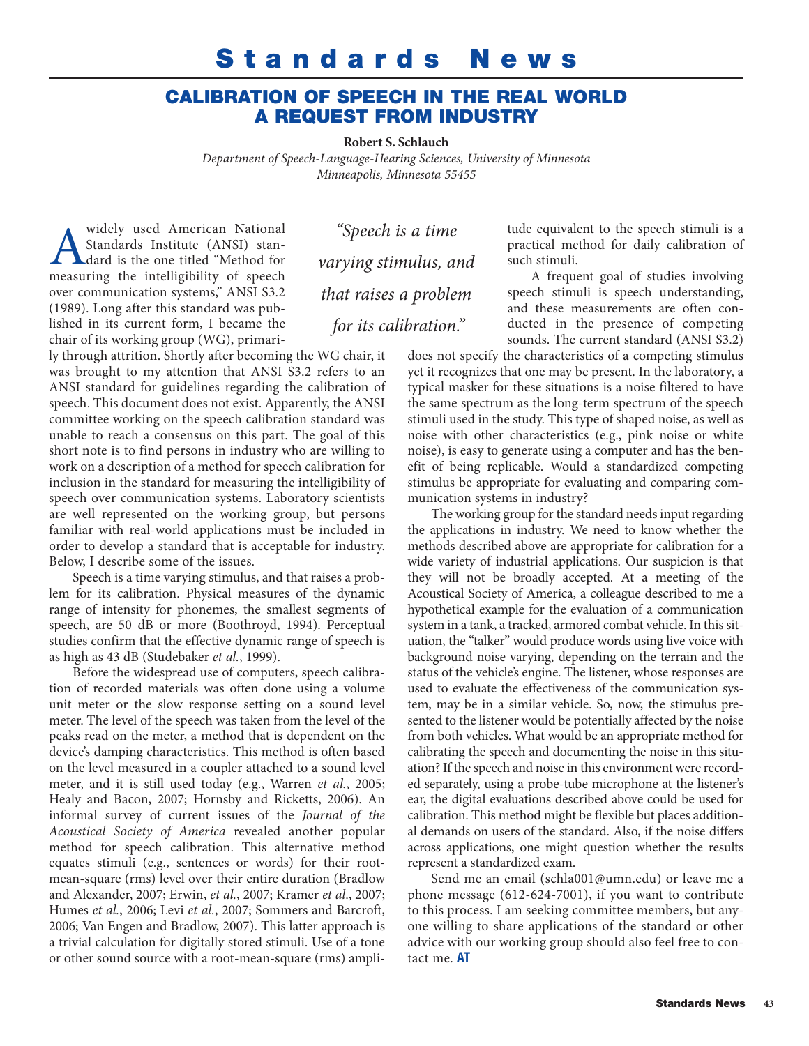# Standards News

## CALIBRATION OF SPEECH IN THE REAL WORLD A REQUEST FROM INDUSTRY

**Robert S. Schlauch**

*Department of Speech-Language-Hearing Sciences, University of Minnesota*
*Minneapolis, Minnesota 55455*

A widely used American National Standards Institute (ANSI) standard is the one titled "Method for measuring the intelligibility of speech over communication systems," ANSI S3.2 (1989). Long after this standard was published in its current form, I became the chair of its working group (WG), primarily through attrition. Shortly after becoming the WG chair, it was brought to my attention that ANSI S3.2 refers to an ANSI standard for guidelines regarding the calibration of speech. This document does not exist. Apparently, the ANSI committee working on the speech calibration standard was unable to reach a consensus on this part. The goal of this short note is to find persons in industry who are willing to work on a description of a method for speech calibration for inclusion in the standard for measuring the intelligibility of speech over communication systems. Laboratory scientists are well represented on the working group, but persons familiar with real-world applications must be included in order to develop a standard that is acceptable for industry. Below, I describe some of the issues.

*"Speech is a time varying stimulus, and that raises a problem for its calibration."*

Speech is a time varying stimulus, and that raises a problem for its calibration. Physical measures of the dynamic range of intensity for phonemes, the smallest segments of speech, are 50 dB or more (Boothroyd, 1994). Perceptual studies confirm that the effective dynamic range of speech is as high as 43 dB (Studebaker *et al.*, 1999).

Before the widespread use of computers, speech calibration of recorded materials was often done using a volume unit meter or the slow response setting on a sound level meter. The level of the speech was taken from the level of the peaks read on the meter, a method that is dependent on the device's damping characteristics. This method is often based on the level measured in a coupler attached to a sound level meter, and it is still used today (e.g., Warren *et al.*, 2005; Healy and Bacon, 2007; Hornsby and Ricketts, 2006). An informal survey of current issues of the *Journal of the Acoustical Society of America* revealed another popular method for speech calibration. This alternative method equates stimuli (e.g., sentences or words) for their root-mean-square (rms) level over their entire duration (Bradlow and Alexander, 2007; Erwin, *et al.*, 2007; Kramer *et al.*, 2007; Humes *et al.*, 2006; Levi *et al.*, 2007; Sommers and Barcroft, 2006; Van Engen and Bradlow, 2007). This latter approach is a trivial calculation for digitally stored stimuli. Use of a tone or other sound source with a root-mean-square (rms) amplitude equivalent to the speech stimuli is a practical method for daily calibration of such stimuli.

A frequent goal of studies involving speech stimuli is speech understanding, and these measurements are often conducted in the presence of competing sounds. The current standard (ANSI S3.2) does not specify the characteristics of a competing stimulus yet it recognizes that one may be present. In the laboratory, a typical masker for these situations is a noise filtered to have the same spectrum as the long-term spectrum of the speech stimuli used in the study. This type of shaped noise, as well as noise with other characteristics (e.g., pink noise or white noise), is easy to generate using a computer and has the benefit of being replicable. Would a standardized competing stimulus be appropriate for evaluating and comparing communication systems in industry?

The working group for the standard needs input regarding the applications in industry. We need to know whether the methods described above are appropriate for calibration for a wide variety of industrial applications. Our suspicion is that they will not be broadly accepted. At a meeting of the Acoustical Society of America, a colleague described to me a hypothetical example for the evaluation of a communication system in a tank, a tracked, armored combat vehicle. In this situation, the "talker" would produce words using live voice with background noise varying, depending on the terrain and the status of the vehicle's engine. The listener, whose responses are used to evaluate the effectiveness of the communication system, may be in a similar vehicle. So, now, the stimulus presented to the listener would be potentially affected by the noise from both vehicles. What would be an appropriate method for calibrating the speech and documenting the noise in this situation? If the speech and noise in this environment were recorded separately, using a probe-tube microphone at the listener's ear, the digital evaluations described above could be used for calibration. This method might be flexible but places additional demands on users of the standard. Also, if the noise differs across applications, one might question whether the results represent a standardized exam.

Send me an email (schla001@umn.edu) or leave me a phone message (612-624-7001), if you want to contribute to this process. I am seeking committee members, but anyone willing to share applications of the standard or other advice with our working group should also feel free to contact me. **AT**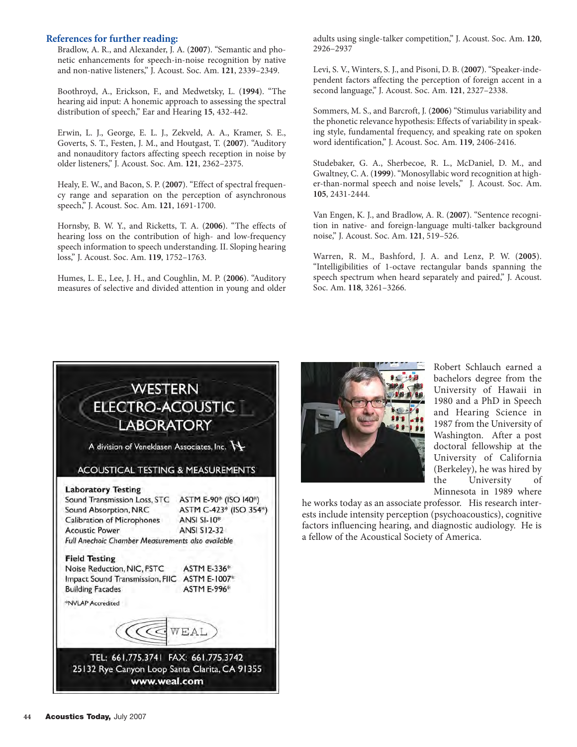### References for further reading:

Bradlow, A. R., and Alexander, J. A. (**2007**). "Semantic and phonetic enhancements for speech-in-noise recognition by native and non-native listeners," J. Acoust. Soc. Am. **121**, 2339–2349.

Boothroyd, A., Erickson, F., and Medwetsky, L. (**1994**). "The hearing aid input: A honemic approach to assessing the spectral distribution of speech," Ear and Hearing **15**, 432-442.

Erwin, L. J., George, E. L. J., Zekveld, A. A., Kramer, S. E., Goverts, S. T., Festen, J. M., and Houtgast, T. (**2007**). "Auditory and nonauditory factors affecting speech reception in noise by older listeners," J. Acoust. Soc. Am. **121**, 2362–2375.

Healy, E. W., and Bacon, S. P. (**2007**). "Effect of spectral frequency range and separation on the perception of asynchronous speech," J. Acoust. Soc. Am. **121**, 1691-1700.

Hornsby, B. W. Y., and Ricketts, T. A. (**2006**). "The effects of hearing loss on the contribution of high- and low-frequency speech information to speech understanding. II. Sloping hearing loss," J. Acoust. Soc. Am. **119**, 1752–1763.

Humes, L. E., Lee, J. H., and Coughlin, M. P. (**2006**). "Auditory measures of selective and divided attention in young and older adults using single-talker competition," J. Acoust. Soc. Am. **120**, 2926–2937

Levi, S. V., Winters, S. J., and Pisoni, D. B. (**2007**). "Speaker-independent factors affecting the perception of foreign accent in a second language," J. Acoust. Soc. Am. **121**, 2327–2338.

Sommers, M. S., and Barcroft, J. (**2006**) "Stimulus variability and the phonetic relevance hypothesis: Effects of variability in speaking style, fundamental frequency, and speaking rate on spoken word identification," J. Acoust. Soc. Am. **119**, 2406-2416.

Studebaker, G. A., Sherbecoe, R. L., McDaniel, D. M., and Gwaltney, C. A. (**1999**). "Monosyllabic word recognition at higher-than-normal speech and noise levels," J. Acoust. Soc. Am. **105**, 2431-2444.

Van Engen, K. J., and Bradlow, A. R. (**2007**). "Sentence recognition in native- and foreign-language multi-talker background noise," J. Acoust. Soc. Am. **121**, 519–526.

Warren, R. M., Bashford, J. A. and Lenz, P. W. (**2005**). "Intelligibilities of 1-octave rectangular bands spanning the speech spectrum when heard separately and paired," J. Acoust. Soc. Am. **118**, 3261–3266.

Robert Schlauch earned a bachelors degree from the University of Hawaii in 1980 and a PhD in Speech and Hearing Science in 1987 from the University of Washington. After a post doctoral fellowship at the University of California (Berkeley), he was hired by the University of Minnesota in 1989 where he works today as an associate professor. His research interests include intensity perception (psychoacoustics), cognitive factors influencing hearing, and diagnostic audiology. He is a fellow of the Acoustical Society of America.

**WESTERN ELECTRO-ACOUSTIC LABORATORY**

A division of Veneklasen Associates, Inc.

ACOUSTICAL TESTING & MEASUREMENTS

**Laboratory Testing**

| | |
|---|---|
| Sound Transmission Loss, STC | ASTM E-90* (ISO 140*) |
| Sound Absorption, NRC | ASTM C-423* (ISO 354*) |
| Calibration of Microphones | ANSI S1-10* |
| Acoustic Power | ANSI S12-32 |

*Full Anechoic Chamber Measurements also available*

**Field Testing**

| | |
|---|---|
| Noise Reduction, NIC, FSTC | ASTM E-336* |
| Impact Sound Transmission, FIIC | ASTM E-1007* |
| Building Facades | ASTM E-996* |

*NVLAP Accredited

WEAL

TEL: 661.775.3741 FAX: 661.775.3742
25132 Rye Canyon Loop Santa Clarita, CA 91355
www.weal.com